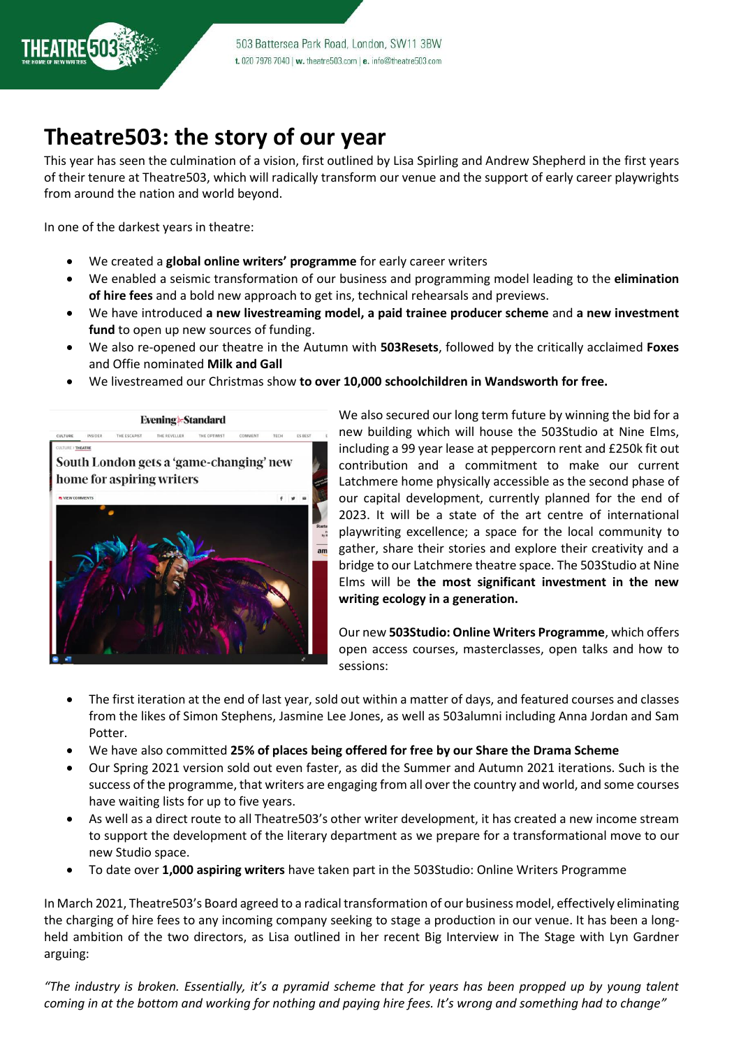503 Battersea Park Road, London, SW11 3BW
t. 020 7978 7040 | w. theatre503.com | e. info@theatre503.com

# Theatre503: the story of our year

This year has seen the culmination of a vision, first outlined by Lisa Spirling and Andrew Shepherd in the first years of their tenure at Theatre503, which will radically transform our venue and the support of early career playwrights from around the nation and world beyond.

In one of the darkest years in theatre:

- We created a **global online writers' programme** for early career writers
- We enabled a seismic transformation of our business and programming model leading to the **elimination of hire fees** and a bold new approach to get ins, technical rehearsals and previews.
- We have introduced **a new livestreaming model, a paid trainee producer scheme** and **a new investment fund** to open up new sources of funding.
- We also re-opened our theatre in the Autumn with **503Resets**, followed by the critically acclaimed **Foxes** and Offie nominated **Milk and Gall**
- We livestreamed our Christmas show **to over 10,000 schoolchildren in Wandsworth for free.**

We also secured our long term future by winning the bid for a new building which will house the 503Studio at Nine Elms, including a 99 year lease at peppercorn rent and £250k fit out contribution and a commitment to make our current Latchmere home physically accessible as the second phase of our capital development, currently planned for the end of 2023. It will be a state of the art centre of international playwriting excellence; a space for the local community to gather, share their stories and explore their creativity and a bridge to our Latchmere theatre space. The 503Studio at Nine Elms will be **the most significant investment in the new writing ecology in a generation.**

Our new **503Studio: Online Writers Programme**, which offers open access courses, masterclasses, open talks and how to sessions:

- The first iteration at the end of last year, sold out within a matter of days, and featured courses and classes from the likes of Simon Stephens, Jasmine Lee Jones, as well as 503alumni including Anna Jordan and Sam Potter.
- We have also committed **25% of places being offered for free by our Share the Drama Scheme**
- Our Spring 2021 version sold out even faster, as did the Summer and Autumn 2021 iterations. Such is the success of the programme, that writers are engaging from all over the country and world, and some courses have waiting lists for up to five years.
- As well as a direct route to all Theatre503's other writer development, it has created a new income stream to support the development of the literary department as we prepare for a transformational move to our new Studio space.
- To date over **1,000 aspiring writers** have taken part in the 503Studio: Online Writers Programme

In March 2021, Theatre503's Board agreed to a radical transformation of our business model, effectively eliminating the charging of hire fees to any incoming company seeking to stage a production in our venue. It has been a long-held ambition of the two directors, as Lisa outlined in her recent Big Interview in The Stage with Lyn Gardner arguing:

*"The industry is broken. Essentially, it's a pyramid scheme that for years has been propped up by young talent coming in at the bottom and working for nothing and paying hire fees. It's wrong and something had to change"*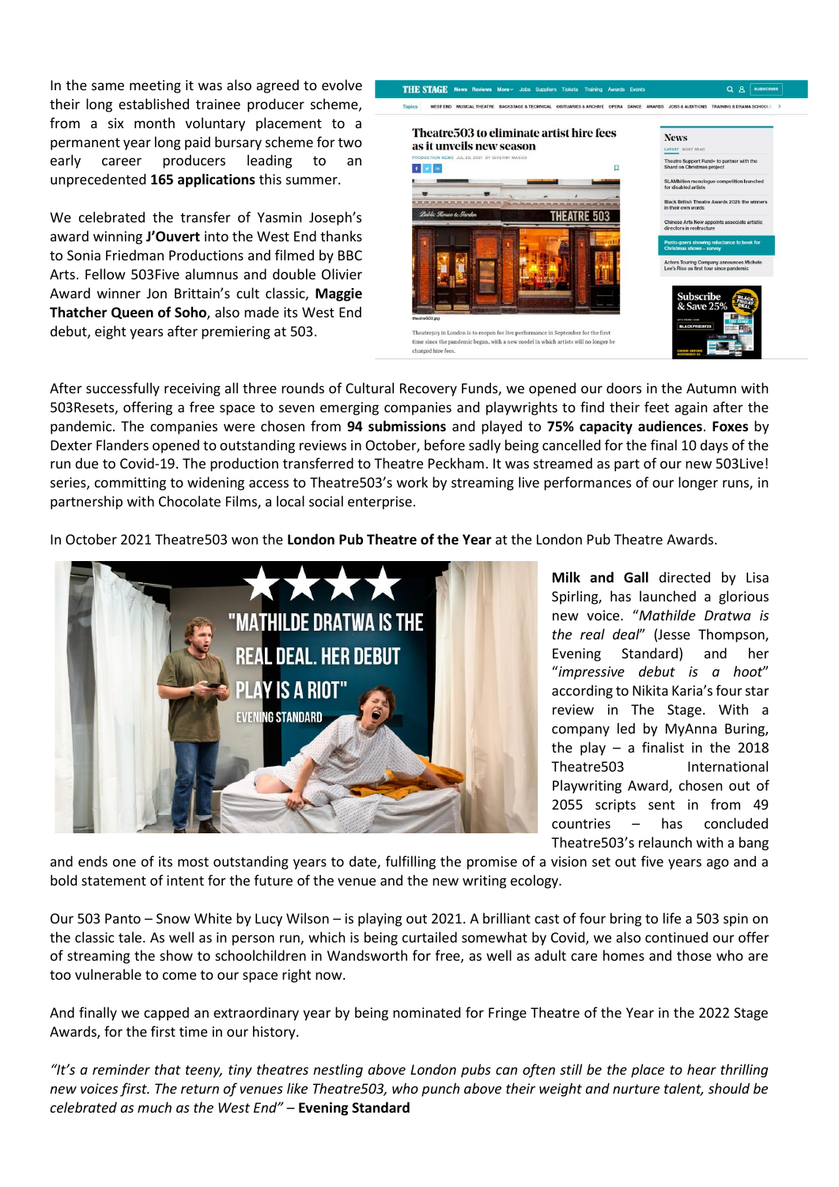In the same meeting it was also agreed to evolve their long established trainee producer scheme, from a six month voluntary placement to a permanent year long paid bursary scheme for two early career producers leading to an unprecedented **165 applications** this summer.

We celebrated the transfer of Yasmin Joseph's award winning **J'Ouvert** into the West End thanks to Sonia Friedman Productions and filmed by BBC Arts. Fellow 503Five alumnus and double Olivier Award winner Jon Brittain's cult classic, **Maggie Thatcher Queen of Soho**, also made its West End debut, eight years after premiering at 503.

After successfully receiving all three rounds of Cultural Recovery Funds, we opened our doors in the Autumn with 503Resets, offering a free space to seven emerging companies and playwrights to find their feet again after the pandemic. The companies were chosen from **94 submissions** and played to **75% capacity audiences**. **Foxes** by Dexter Flanders opened to outstanding reviews in October, before sadly being cancelled for the final 10 days of the run due to Covid-19. The production transferred to Theatre Peckham. It was streamed as part of our new 503Live! series, committing to widening access to Theatre503's work by streaming live performances of our longer runs, in partnership with Chocolate Films, a local social enterprise.

In October 2021 Theatre503 won the **London Pub Theatre of the Year** at the London Pub Theatre Awards.

**Milk and Gall** directed by Lisa Spirling, has launched a glorious new voice. "*Mathilde Dratwa is the real deal*" (Jesse Thompson, Evening Standard) and her "*impressive debut is a hoot*" according to Nikita Karia's four star review in The Stage. With a company led by MyAnna Buring, the play – a finalist in the 2018 Theatre503 International Playwriting Award, chosen out of 2055 scripts sent in from 49 countries – has concluded Theatre503's relaunch with a bang and ends one of its most outstanding years to date, fulfilling the promise of a vision set out five years ago and a bold statement of intent for the future of the venue and the new writing ecology.

Our 503 Panto – Snow White by Lucy Wilson – is playing out 2021. A brilliant cast of four bring to life a 503 spin on the classic tale. As well as in person run, which is being curtailed somewhat by Covid, we also continued our offer of streaming the show to schoolchildren in Wandsworth for free, as well as adult care homes and those who are too vulnerable to come to our space right now.

And finally we capped an extraordinary year by being nominated for Fringe Theatre of the Year in the 2022 Stage Awards, for the first time in our history.

*"It's a reminder that teeny, tiny theatres nestling above London pubs can often still be the place to hear thrilling new voices first. The return of venues like Theatre503, who punch above their weight and nurture talent, should be celebrated as much as the West End"* – **Evening Standard**